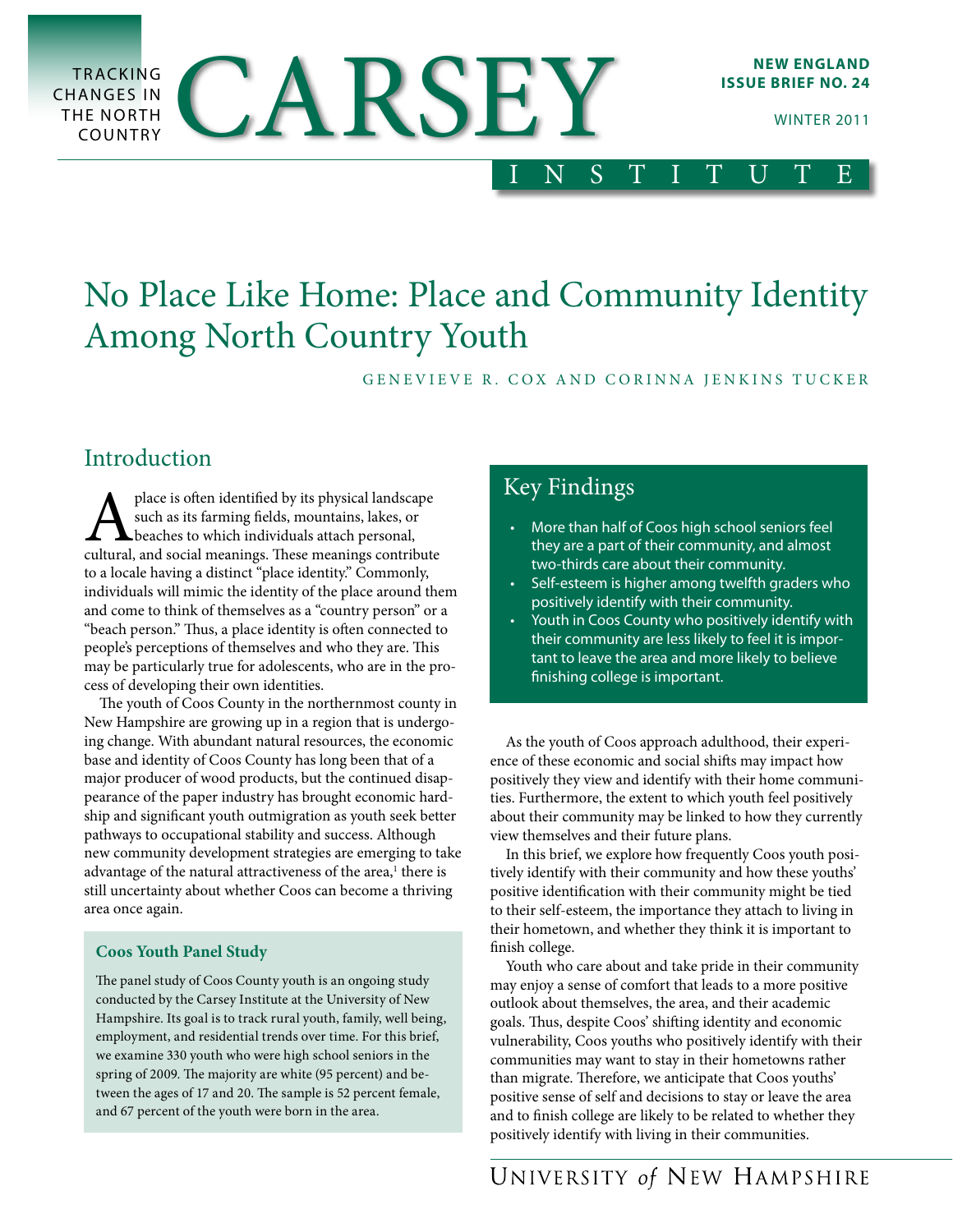TRACKING CHANGES IN THE NORTH COUNTRY

# CARSEY INSTITUTE

**NEW ENGLAND ISSUE BRIEF NO. 24**

WINTER 2011

# No Place Like Home: Place and Community Identity Among North Country Youth

GENEVIEVE R. COX AND CORINNA JENKINS TUCKER

## Introduction

A place is often identified by its physical landscape such as its farming fields, mountains, lakes, or beaches to which individuals attach personal, cultural, and social meanings. These meanings contribute to a locale having a distinct "place identity." Commonly, individuals will mimic the identity of the place around them and come to think of themselves as a "country person" or a "beach person." Thus, a place identity is often connected to people's perceptions of themselves and who they are. This may be particularly true for adolescents, who are in the process of developing their own identities.

The youth of Coos County in the northernmost county in New Hampshire are growing up in a region that is undergoing change. With abundant natural resources, the economic base and identity of Coos County has long been that of a major producer of wood products, but the continued disappearance of the paper industry has brought economic hardship and significant youth outmigration as youth seek better pathways to occupational stability and success. Although new community development strategies are emerging to take advantage of the natural attractiveness of the area,[1] there is still uncertainty about whether Coos can become a thriving area once again.

### Coos Youth Panel Study

The panel study of Coos County youth is an ongoing study conducted by the Carsey Institute at the University of New Hampshire. Its goal is to track rural youth, family, well being, employment, and residential trends over time. For this brief, we examine 330 youth who were high school seniors in the spring of 2009. The majority are white (95 percent) and between the ages of 17 and 20. The sample is 52 percent female, and 67 percent of the youth were born in the area.

## Key Findings

- More than half of Coos high school seniors feel they are a part of their community, and almost two-thirds care about their community.
- Self-esteem is higher among twelfth graders who positively identify with their community.
- Youth in Coos County who positively identify with their community are less likely to feel it is important to leave the area and more likely to believe finishing college is important.

As the youth of Coos approach adulthood, their experience of these economic and social shifts may impact how positively they view and identify with their home communities. Furthermore, the extent to which youth feel positively about their community may be linked to how they currently view themselves and their future plans.

In this brief, we explore how frequently Coos youth positively identify with their community and how these youths' positive identification with their community might be tied to their self-esteem, the importance they attach to living in their hometown, and whether they think it is important to finish college.

Youth who care about and take pride in their community may enjoy a sense of comfort that leads to a more positive outlook about themselves, the area, and their academic goals. Thus, despite Coos' shifting identity and economic vulnerability, Coos youths who positively identify with their communities may want to stay in their hometowns rather than migrate. Therefore, we anticipate that Coos youths' positive sense of self and decisions to stay or leave the area and to finish college are likely to be related to whether they positively identify with living in their communities.

UNIVERSITY *of* NEW HAMPSHIRE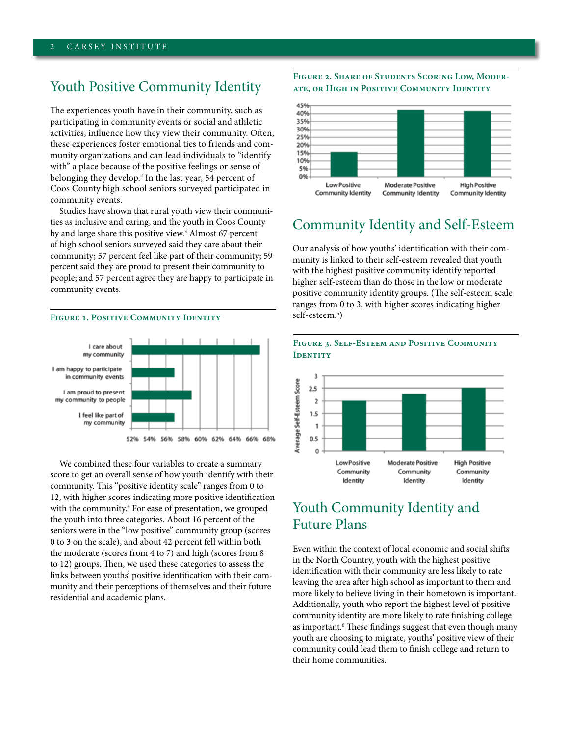## Youth Positive Community Identity

The experiences youth have in their community, such as participating in community events or social and athletic activities, influence how they view their community. Often, these experiences foster emotional ties to friends and community organizations and can lead individuals to "identify with" a place because of the positive feelings or sense of belonging they develop.[2] In the last year, 54 percent of Coos County high school seniors surveyed participated in community events.

Studies have shown that rural youth view their communities as inclusive and caring, and the youth in Coos County by and large share this positive view.[3] Almost 67 percent of high school seniors surveyed said they care about their community; 57 percent feel like part of their community; 59 percent said they are proud to present their community to people; and 57 percent agree they are happy to participate in community events.

**Figure 1. Positive Community Identity**

We combined these four variables to create a summary score to get an overall sense of how youth identify with their community. This "positive identity scale" ranges from 0 to 12, with higher scores indicating more positive identification with the community.[4] For ease of presentation, we grouped the youth into three categories. About 16 percent of the seniors were in the "low positive" community group (scores 0 to 3 on the scale), and about 42 percent fell within both the moderate (scores from 4 to 7) and high (scores from 8 to 12) groups. Then, we used these categories to assess the links between youths' positive identification with their community and their perceptions of themselves and their future residential and academic plans.

**Figure 2. Share of Students Scoring Low, Moderate, or High in Positive Community Identity**

## Community Identity and Self-Esteem

Our analysis of how youths' identification with their community is linked to their self-esteem revealed that youth with the highest positive community identify reported higher self-esteem than do those in the low or moderate positive community identity groups. (The self-esteem scale ranges from 0 to 3, with higher scores indicating higher self-esteem.[5])

**Figure 3. Self-Esteem and Positive Community Identity**

## Youth Community Identity and Future Plans

Even within the context of local economic and social shifts in the North Country, youth with the highest positive identification with their community are less likely to rate leaving the area after high school as important to them and more likely to believe living in their hometown is important. Additionally, youth who report the highest level of positive community identity are more likely to rate finishing college as important.[6] These findings suggest that even though many youth are choosing to migrate, youths' positive view of their community could lead them to finish college and return to their home communities.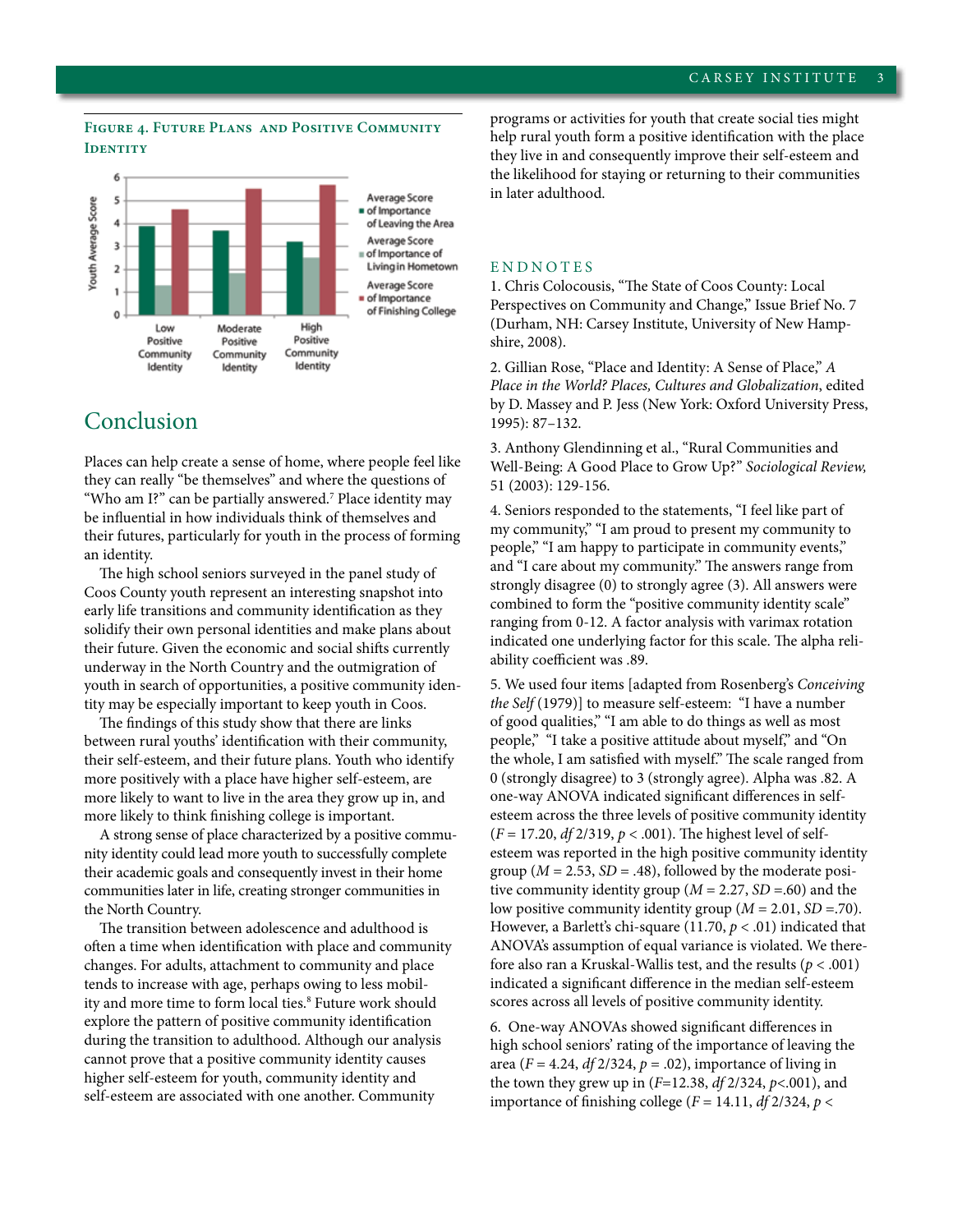**Figure 4. Future Plans and Positive Community Identity**

Average Score of Importance of Leaving the Area

Average Score of Importance of Living in Hometown

Average Score of Importance of Finishing College

Youth Average Score

Low Positive Community Identity | Moderate Positive Community Identity | High Positive Community Identity

## Conclusion

Places can help create a sense of home, where people feel like they can really "be themselves" and where the questions of "Who am I?" can be partially answered.[7] Place identity may be influential in how individuals think of themselves and their futures, particularly for youth in the process of forming an identity.

The high school seniors surveyed in the panel study of Coos County youth represent an interesting snapshot into early life transitions and community identification as they solidify their own personal identities and make plans about their future. Given the economic and social shifts currently underway in the North Country and the outmigration of youth in search of opportunities, a positive community identity may be especially important to keep youth in Coos.

The findings of this study show that there are links between rural youths' identification with their community, their self-esteem, and their future plans. Youth who identify more positively with a place have higher self-esteem, are more likely to want to live in the area they grow up in, and more likely to think finishing college is important.

A strong sense of place characterized by a positive community identity could lead more youth to successfully complete their academic goals and consequently invest in their home communities later in life, creating stronger communities in the North Country.

The transition between adolescence and adulthood is often a time when identification with place and community changes. For adults, attachment to community and place tends to increase with age, perhaps owing to less mobility and more time to form local ties.[8] Future work should explore the pattern of positive community identification during the transition to adulthood. Although our analysis cannot prove that a positive community identity causes higher self-esteem for youth, community identity and self-esteem are associated with one another. Community programs or activities for youth that create social ties might help rural youth form a positive identification with the place they live in and consequently improve their self-esteem and the likelihood for staying or returning to their communities in later adulthood.

## Endnotes

1. Chris Colocousis, "The State of Coos County: Local Perspectives on Community and Change," Issue Brief No. 7 (Durham, NH: Carsey Institute, University of New Hampshire, 2008).

2. Gillian Rose, "Place and Identity: A Sense of Place," *A Place in the World? Places, Cultures and Globalization*, edited by D. Massey and P. Jess (New York: Oxford University Press, 1995): 87–132.

3. Anthony Glendinning et al., "Rural Communities and Well-Being: A Good Place to Grow Up?" *Sociological Review*, 51 (2003): 129-156.

4. Seniors responded to the statements, "I feel like part of my community," "I am proud to present my community to people," "I am happy to participate in community events," and "I care about my community." The answers range from strongly disagree (0) to strongly agree (3). All answers were combined to form the "positive community identity scale" ranging from 0-12. A factor analysis with varimax rotation indicated one underlying factor for this scale. The alpha reliability coefficient was .89.

5. We used four items [adapted from Rosenberg's *Conceiving the Self* (1979)] to measure self-esteem: "I have a number of good qualities," "I am able to do things as well as most people," "I take a positive attitude about myself," and "On the whole, I am satisfied with myself." The scale ranged from 0 (strongly disagree) to 3 (strongly agree). Alpha was .82. A one-way ANOVA indicated significant differences in self-esteem across the three levels of positive community identity ($F = 17.20$, *df* 2/319, $p < .001$). The highest level of self-esteem was reported in the high positive community identity group ($M = 2.53$, $SD = .48$), followed by the moderate positive community identity group ($M = 2.27$, $SD = .60$) and the low positive community identity group ($M = 2.01$, $SD = .70$). However, a Barlett's chi-square (11.70, $p < .01$) indicated that ANOVA's assumption of equal variance is violated. We therefore also ran a Kruskal-Wallis test, and the results ($p < .001$) indicated a significant difference in the median self-esteem scores across all levels of positive community identity.

6. One-way ANOVAs showed significant differences in high school seniors' rating of the importance of leaving the area ($F = 4.24$, *df* 2/324, $p = .02$), importance of living in the town they grew up in ($F = 12.38$, *df* 2/324, $p < .001$), and importance of finishing college ($F = 14.11$, *df* 2/324, $p <$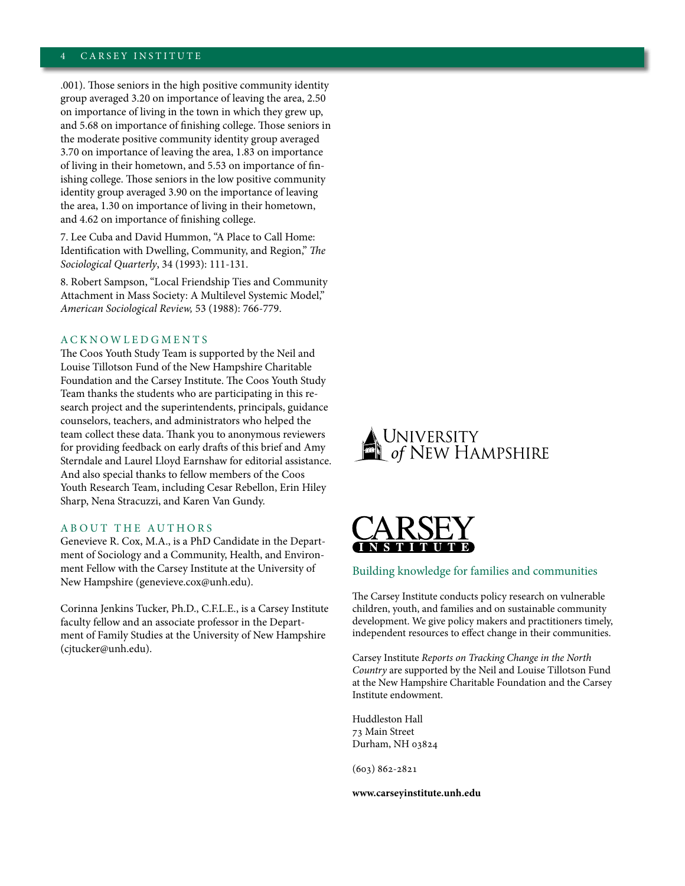.001). Those seniors in the high positive community identity group averaged 3.20 on importance of leaving the area, 2.50 on importance of living in the town in which they grew up, and 5.68 on importance of finishing college. Those seniors in the moderate positive community identity group averaged 3.70 on importance of leaving the area, 1.83 on importance of living in their hometown, and 5.53 on importance of finishing college. Those seniors in the low positive community identity group averaged 3.90 on the importance of leaving the area, 1.30 on importance of living in their hometown, and 4.62 on importance of finishing college.

7. Lee Cuba and David Hummon, "A Place to Call Home: Identification with Dwelling, Community, and Region," *The Sociological Quarterly*, 34 (1993): 111-131.

8. Robert Sampson, "Local Friendship Ties and Community Attachment in Mass Society: A Multilevel Systemic Model," *American Sociological Review,* 53 (1988): 766-779.

## ACKNOWLEDGMENTS

The Coos Youth Study Team is supported by the Neil and Louise Tillotson Fund of the New Hampshire Charitable Foundation and the Carsey Institute. The Coos Youth Study Team thanks the students who are participating in this research project and the superintendents, principals, guidance counselors, teachers, and administrators who helped the team collect these data. Thank you to anonymous reviewers for providing feedback on early drafts of this brief and Amy Sterndale and Laurel Lloyd Earnshaw for editorial assistance. And also special thanks to fellow members of the Coos Youth Research Team, including Cesar Rebellon, Erin Hiley Sharp, Nena Stracuzzi, and Karen Van Gundy.

## ABOUT THE AUTHORS

Genevieve R. Cox, M.A., is a PhD Candidate in the Department of Sociology and a Community, Health, and Environment Fellow with the Carsey Institute at the University of New Hampshire (genevieve.cox@unh.edu).

Corinna Jenkins Tucker, Ph.D., C.F.L.E., is a Carsey Institute faculty fellow and an associate professor in the Department of Family Studies at the University of New Hampshire (cjtucker@unh.edu).

UNIVERSITY *of* NEW HAMPSHIRE

CARSEY INSTITUTE

Building knowledge for families and communities

The Carsey Institute conducts policy research on vulnerable children, youth, and families and on sustainable community development. We give policy makers and practitioners timely, independent resources to effect change in their communities.

Carsey Institute *Reports on Tracking Change in the North Country* are supported by the Neil and Louise Tillotson Fund at the New Hampshire Charitable Foundation and the Carsey Institute endowment.

Huddleston Hall
73 Main Street
Durham, NH 03824

(603) 862-2821

**www.carseyinstitute.unh.edu**